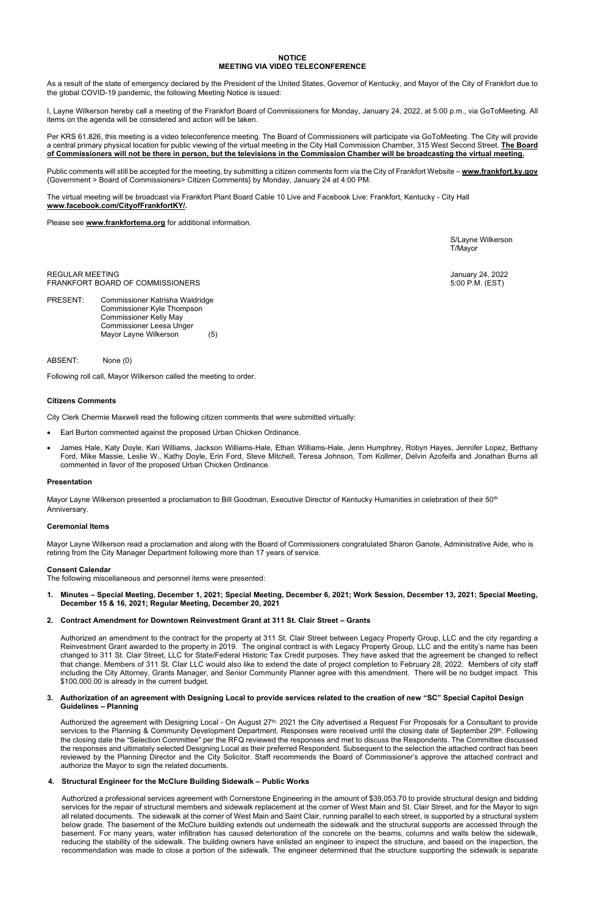**NOTICE**
**MEETING VIA VIDEO TELECONFERENCE**

As a result of the state of emergency declared by the President of the United States, Governor of Kentucky, and Mayor of the City of Frankfort due to the global COVID-19 pandemic, the following Meeting Notice is issued:

I, Layne Wilkerson hereby call a meeting of the Frankfort Board of Commissioners for Monday, January 24, 2022, at 5:00 p.m., via GoToMeeting. All items on the agenda will be considered and action will be taken.

Per KRS 61.826, this meeting is a video teleconference meeting. The Board of Commissioners will participate via GoToMeeting. The City will provide a central primary physical location for public viewing of the virtual meeting in the City Hall Commission Chamber, 315 West Second Street. **The Board of Commissioners will not be there in person, but the televisions in the Commission Chamber will be broadcasting the virtual meeting.**

Public comments will still be accepted for the meeting, by submitting a citizen comments form via the City of Frankfort Website – **www.frankfort.ky.gov** {Government > Board of Commissioners> Citizen Comments} by Monday, January 24 at 4:00 PM.

The virtual meeting will be broadcast via Frankfort Plant Board Cable 10 Live and Facebook Live: Frankfort, Kentucky - City Hall **www.facebook.com/CityofFrankfortKY/.**

Please see **www.frankfortema.org** for additional information.

S/Layne Wilkerson
T/Mayor

REGULAR MEETING — January 24, 2022
FRANKFORT BOARD OF COMMISSIONERS — 5:00 P.M. (EST)

PRESENT: Commissioner Katrisha Waldridge
Commissioner Kyle Thompson
Commissioner Kelly May
Commissioner Leesa Unger
Mayor Layne Wilkerson (5)

ABSENT: None (0)

Following roll call, Mayor Wilkerson called the meeting to order.

**Citizens Comments**

City Clerk Chermie Maxwell read the following citizen comments that were submitted virtually:

- Earl Burton commented against the proposed Urban Chicken Ordinance.
- James Hale, Katy Doyle, Kari Williams, Jackson Williams-Hale, Ethan Williams-Hale, Jenn Humphrey, Robyn Hayes, Jennifer Lopez, Bethany Ford, Mike Massie, Leslie W., Kathy Doyle, Erin Ford, Steve Mitchell, Teresa Johnson, Tom Kollmer, Delvin Azofeifa and Jonathan Burns all commented in favor of the proposed Urban Chicken Ordinance.

**Presentation**

Mayor Layne Wilkerson presented a proclamation to Bill Goodman, Executive Director of Kentucky Humanities in celebration of their 50th Anniversary.

**Ceremonial Items**

Mayor Layne Wilkerson read a proclamation and along with the Board of Commissioners congratulated Sharon Ganote, Administrative Aide, who is retiring from the City Manager Department following more than 17 years of service.

**Consent Calendar**
The following miscellaneous and personnel items were presented:

1. **Minutes – Special Meeting, December 1, 2021; Special Meeting, December 6, 2021; Work Session, December 13, 2021; Special Meeting, December 15 & 16, 2021; Regular Meeting, December 20, 2021**

2. **Contract Amendment for Downtown Reinvestment Grant at 311 St. Clair Street – Grants**

   Authorized an amendment to the contract for the property at 311 St. Clair Street between Legacy Property Group, LLC and the city regarding a Reinvestment Grant awarded to the property in 2019. The original contract is with Legacy Property Group, LLC and the entity's name has been changed to 311 St. Clair Street, LLC for State/Federal Historic Tax Credit purposes. They have asked that the agreement be changed to reflect that change. Members of 311 St. Clair LLC would also like to extend the date of project completion to February 28, 2022. Members of city staff including the City Attorney, Grants Manager, and Senior Community Planner agree with this amendment. There will be no budget impact. This $100,000.00 is already in the current budget.

3. **Authorization of an agreement with Designing Local to provide services related to the creation of new "SC" Special Capitol Design Guidelines – Planning**

   Authorized the agreement with Designing Local - On August 27th, 2021 the City advertised a Request For Proposals for a Consultant to provide services to the Planning & Community Development Department. Responses were received until the closing date of September 29th. Following the closing date the "Selection Committee" per the RFQ reviewed the responses and met to discuss the Respondents. The Committee discussed the responses and ultimately selected Designing Local as their preferred Respondent. Subsequent to the selection the attached contract has been reviewed by the Planning Director and the City Solicitor. Staff recommends the Board of Commissioner's approve the attached contract and authorize the Mayor to sign the related documents.

4. **Structural Engineer for the McClure Building Sidewalk – Public Works**

   Authorized a professional services agreement with Cornerstone Engineering in the amount of $39,053.70 to provide structural design and bidding services for the repair of structural members and sidewalk replacement at the corner of West Main and St. Clair Street, and for the Mayor to sign all related documents. The sidewalk at the corner of West Main and Saint Clair, running parallel to each street, is supported by a structural system below grade. The basement of the McClure building extends out underneath the sidewalk and the structural supports are accessed through the basement. For many years, water infiltration has caused deterioration of the concrete on the beams, columns and walls below the sidewalk, reducing the stability of the sidewalk. The building owners have enlisted an engineer to inspect the structure, and based on the inspection, the recommendation was made to close a portion of the sidewalk. The engineer determined that the structure supporting the sidewalk is separate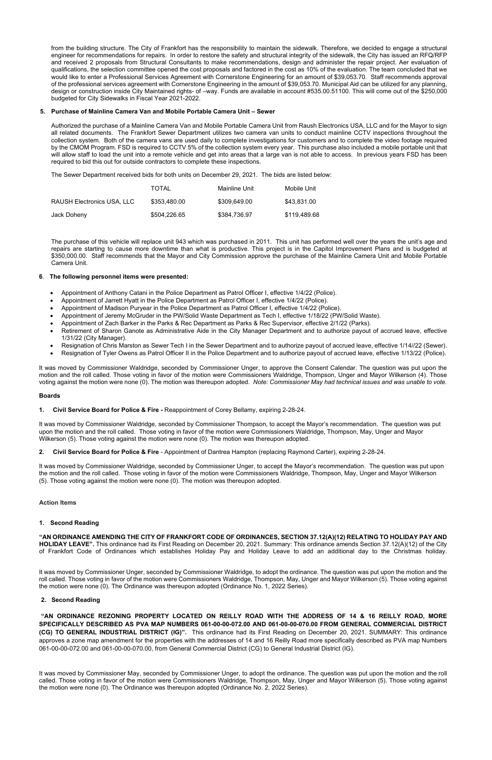from the building structure. The City of Frankfort has the responsibility to maintain the sidewalk. Therefore, we decided to engage a structural engineer for recommendations for repairs. In order to restore the safety and structural integrity of the sidewalk, the City has issued an RFQ/RFP and received 2 proposals from Structural Consultants to make recommendations, design and administer the repair project. Aer evaluation of qualifications, the selection committee opened the cost proposals and factored in the cost as 10% of the evaluation. The team concluded that we would like to enter a Professional Services Agreement with Cornerstone Engineering for an amount of $39,053.70. Staff recommends approval of the professional services agreement with Cornerstone Engineering in the amount of $39,053.70. Municipal Aid can be utilized for any planning, design or construction inside City Maintained rights- of –way. Funds are available in account #535.00.51100. This will come out of the $250,000 budgeted for City Sidewalks in Fiscal Year 2021-2022.

**5. Purchase of Mainline Camera Van and Mobile Portable Camera Unit – Sewer**

Authorized the purchase of a Mainline Camera Van and Mobile Portable Camera Unit from Raush Electronics USA, LLC and for the Mayor to sign all related documents. The Frankfort Sewer Department utilizes two camera van units to conduct mainline CCTV inspections throughout the collection system. Both of the camera vans are used daily to complete investigations for customers and to complete the video footage required by the CMOM Program. FSD is required to CCTV 5% of the collection system every year. This purchase also included a mobile portable unit that will allow staff to load the unit into a remote vehicle and get into areas that a large van is not able to access. In previous years FSD has been required to bid this out for outside contractors to complete these inspections.

The Sewer Department received bids for both units on December 29, 2021. The bids are listed below:

| | TOTAL | Mainline Unit | Mobile Unit |
|---|---|---|---|
| RAUSH Electronics USA, LLC | $353,480.00 | $309,649.00 | $43,831.00 |
| Jack Doheny | $504,226.65 | $384,736.97 | $119,489.68 |

The purchase of this vehicle will replace unit 943 which was purchased in 2011. This unit has performed well over the years the unit's age and repairs are starting to cause more downtime than what is productive. This project is in the Capitol Improvement Plans and is budgeted at $350,000.00. Staff recommends that the Mayor and City Commission approve the purchase of the Mainline Camera Unit and Mobile Portable Camera Unit.

**6. The following personnel items were presented:**

- Appointment of Anthony Catani in the Police Department as Patrol Officer I, effective 1/4/22 (Police).
- Appointment of Jarrett Hyatt in the Police Department as Patrol Officer I, effective 1/4/22 (Police).
- Appointment of Madison Puryear in the Police Department as Patrol Officer I, effective 1/4/22 (Police).
- Appointment of Jeremy McGruder in the PW/Solid Waste Department as Tech I, effective 1/18/22 (PW/Solid Waste).
- Appointment of Zach Barker in the Parks & Rec Department as Parks & Rec Supervisor, effective 2/1/22 (Parks).
- Retirement of Sharon Ganote as Administrative Aide in the City Manager Department and to authorize payout of accrued leave, effective 1/31/22 (City Manager).
- Resignation of Chris Marston as Sewer Tech I in the Sewer Department and to authorize payout of accrued leave, effective 1/14//22 (Sewer).
- Resignation of Tyler Owens as Patrol Officer II in the Police Department and to authorize payout of accrued leave, effective 1/13/22 (Police).

It was moved by Commissioner Waldridge, seconded by Commissioner Unger, to approve the Consent Calendar. The question was put upon the motion and the roll called. Those voting in favor of the motion were Commissioners Waldridge, Thompson, Unger and Mayor Wilkerson (4). Those voting against the motion were none (0). The motion was thereupon adopted. *Note: Commissioner May had technical issues and was unable to vote.*

**Boards**

**1. Civil Service Board for Police & Fire -** Reappointment of Corey Bellamy, expiring 2-28-24.

It was moved by Commissioner Waldridge, seconded by Commissioner Thompson, to accept the Mayor's recommendation. The question was put upon the motion and the roll called. Those voting in favor of the motion were Commissioners Waldridge, Thompson, May, Unger and Mayor Wilkerson (5). Those voting against the motion were none (0). The motion was thereupon adopted.

**2. Civil Service Board for Police & Fire** - Appointment of Dantrea Hampton (replacing Raymond Carter), expiring 2-28-24.

It was moved by Commissioner Waldridge, seconded by Commissioner Unger, to accept the Mayor's recommendation. The question was put upon the motion and the roll called. Those voting in favor of the motion were Commissioners Waldridge, Thompson, May, Unger and Mayor Wilkerson (5). Those voting against the motion were none (0). The motion was thereupon adopted.

**Action Items**

**1. Second Reading**

**"AN ORDINANCE AMENDING THE CITY OF FRANKFORT CODE OF ORDINANCES, SECTION 37.12(A)(12) RELATING TO HOLIDAY PAY AND HOLIDAY LEAVE".** This ordinance had its First Reading on December 20, 2021. Summary: This ordinance amends Section 37.12(A)(12) of the City of Frankfort Code of Ordinances which establishes Holiday Pay and Holiday Leave to add an additional day to the Christmas holiday.

It was moved by Commissioner Unger, seconded by Commissioner Waldridge, to adopt the ordinance. The question was put upon the motion and the roll called. Those voting in favor of the motion were Commissioners Waldridge, Thompson, May, Unger and Mayor Wilkerson (5). Those voting against the motion were none (0). The Ordinance was thereupon adopted (Ordinance No. 1, 2022 Series).

**2. Second Reading**

**"AN ORDINANCE REZONING PROPERTY LOCATED ON REILLY ROAD WITH THE ADDRESS OF 14 & 16 REILLY ROAD, MORE SPECIFICALLY DESCRIBED AS PVA MAP NUMBERS 061-00-00-072.00 AND 061-00-00-070.00 FROM GENERAL COMMERCIAL DISTRICT (CG) TO GENERAL INDUSTRIAL DISTRICT (IG)".** This ordinance had its First Reading on December 20, 2021. SUMMARY: This ordinance approves a zone map amendment for the properties with the addresses of 14 and 16 Reilly Road more specifically described as PVA map Numbers 061-00-00-072.00 and 061-00-00-070.00, from General Commercial District (CG) to General Industrial District (IG).

It was moved by Commissioner May, seconded by Commissioner Unger, to adopt the ordinance. The question was put upon the motion and the roll called. Those voting in favor of the motion were Commissioners Waldridge, Thompson, May, Unger and Mayor Wilkerson (5). Those voting against the motion were none (0). The Ordinance was thereupon adopted (Ordinance No. 2, 2022 Series).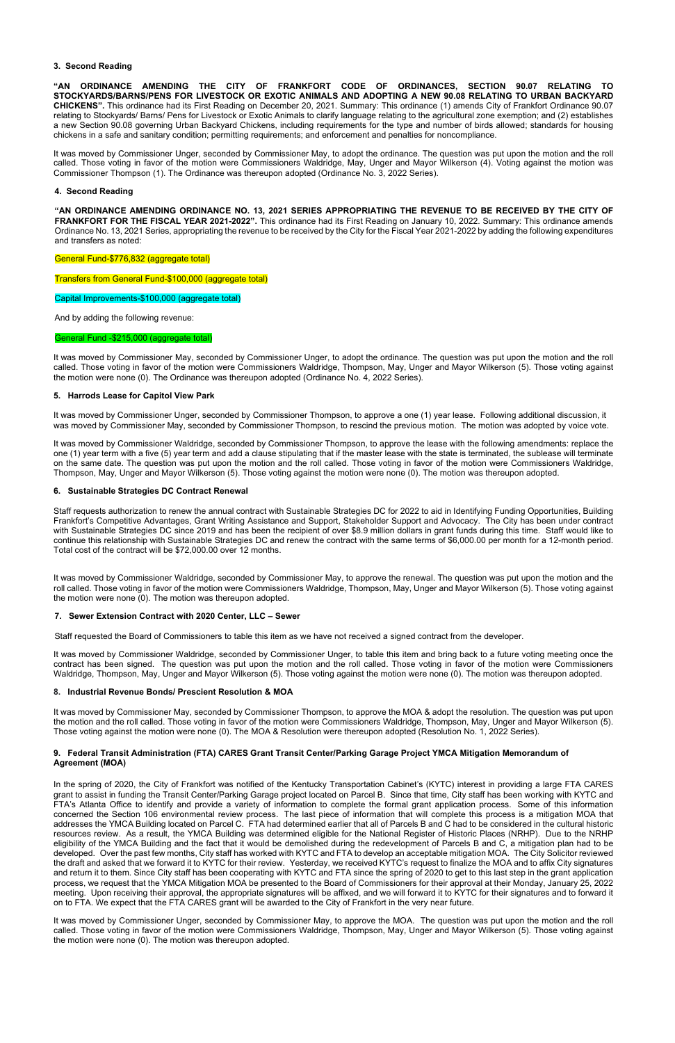### 3. Second Reading

**"AN ORDINANCE AMENDING THE CITY OF FRANKFORT CODE OF ORDINANCES, SECTION 90.07 RELATING TO STOCKYARDS/BARNS/PENS FOR LIVESTOCK OR EXOTIC ANIMALS AND ADOPTING A NEW 90.08 RELATING TO URBAN BACKYARD CHICKENS".** This ordinance had its First Reading on December 20, 2021. Summary: This ordinance (1) amends City of Frankfort Ordinance 90.07 relating to Stockyards/ Barns/ Pens for Livestock or Exotic Animals to clarify language relating to the agricultural zone exemption; and (2) establishes a new Section 90.08 governing Urban Backyard Chickens, including requirements for the type and number of birds allowed; standards for housing chickens in a safe and sanitary condition; permitting requirements; and enforcement and penalties for noncompliance.

It was moved by Commissioner Unger, seconded by Commissioner May, to adopt the ordinance. The question was put upon the motion and the roll called. Those voting in favor of the motion were Commissioners Waldridge, May, Unger and Mayor Wilkerson (4). Voting against the motion was Commissioner Thompson (1). The Ordinance was thereupon adopted (Ordinance No. 3, 2022 Series).

### 4. Second Reading

**"AN ORDINANCE AMENDING ORDINANCE NO. 13, 2021 SERIES APPROPRIATING THE REVENUE TO BE RECEIVED BY THE CITY OF FRANKFORT FOR THE FISCAL YEAR 2021-2022".** This ordinance had its First Reading on January 10, 2022. Summary: This ordinance amends Ordinance No. 13, 2021 Series, appropriating the revenue to be received by the City for the Fiscal Year 2021-2022 by adding the following expenditures and transfers as noted:

General Fund-$776,832 (aggregate total)

Transfers from General Fund-$100,000 (aggregate total)

Capital Improvements-$100,000 (aggregate total)

And by adding the following revenue:

General Fund -$215,000 (aggregate total)

It was moved by Commissioner May, seconded by Commissioner Unger, to adopt the ordinance. The question was put upon the motion and the roll called. Those voting in favor of the motion were Commissioners Waldridge, Thompson, May, Unger and Mayor Wilkerson (5). Those voting against the motion were none (0). The Ordinance was thereupon adopted (Ordinance No. 4, 2022 Series).

### 5. Harrods Lease for Capitol View Park

It was moved by Commissioner Unger, seconded by Commissioner Thompson, to approve a one (1) year lease. Following additional discussion, it was moved by Commissioner May, seconded by Commissioner Thompson, to rescind the previous motion. The motion was adopted by voice vote.

It was moved by Commissioner Waldridge, seconded by Commissioner Thompson, to approve the lease with the following amendments: replace the one (1) year term with a five (5) year term and add a clause stipulating that if the master lease with the state is terminated, the sublease will terminate on the same date. The question was put upon the motion and the roll called. Those voting in favor of the motion were Commissioners Waldridge, Thompson, May, Unger and Mayor Wilkerson (5). Those voting against the motion were none (0). The motion was thereupon adopted.

### 6. Sustainable Strategies DC Contract Renewal

Staff requests authorization to renew the annual contract with Sustainable Strategies DC for 2022 to aid in Identifying Funding Opportunities, Building Frankfort's Competitive Advantages, Grant Writing Assistance and Support, Stakeholder Support and Advocacy. The City has been under contract with Sustainable Strategies DC since 2019 and has been the recipient of over $8.9 million dollars in grant funds during this time. Staff would like to continue this relationship with Sustainable Strategies DC and renew the contract with the same terms of $6,000.00 per month for a 12-month period. Total cost of the contract will be $72,000.00 over 12 months.

It was moved by Commissioner Waldridge, seconded by Commissioner May, to approve the renewal. The question was put upon the motion and the roll called. Those voting in favor of the motion were Commissioners Waldridge, Thompson, May, Unger and Mayor Wilkerson (5). Those voting against the motion were none (0). The motion was thereupon adopted.

### 7. Sewer Extension Contract with 2020 Center, LLC – Sewer

Staff requested the Board of Commissioners to table this item as we have not received a signed contract from the developer.

It was moved by Commissioner Waldridge, seconded by Commissioner Unger, to table this item and bring back to a future voting meeting once the contract has been signed. The question was put upon the motion and the roll called. Those voting in favor of the motion were Commissioners Waldridge, Thompson, May, Unger and Mayor Wilkerson (5). Those voting against the motion were none (0). The motion was thereupon adopted.

### 8. Industrial Revenue Bonds/ Prescient Resolution & MOA

It was moved by Commissioner May, seconded by Commissioner Thompson, to approve the MOA & adopt the resolution. The question was put upon the motion and the roll called. Those voting in favor of the motion were Commissioners Waldridge, Thompson, May, Unger and Mayor Wilkerson (5). Those voting against the motion were none (0). The MOA & Resolution were thereupon adopted (Resolution No. 1, 2022 Series).

### 9. Federal Transit Administration (FTA) CARES Grant Transit Center/Parking Garage Project YMCA Mitigation Memorandum of Agreement (MOA)

In the spring of 2020, the City of Frankfort was notified of the Kentucky Transportation Cabinet's (KYTC) interest in providing a large FTA CARES grant to assist in funding the Transit Center/Parking Garage project located on Parcel B. Since that time, City staff has been working with KYTC and FTA's Atlanta Office to identify and provide a variety of information to complete the formal grant application process. Some of this information concerned the Section 106 environmental review process. The last piece of information that will complete this process is a mitigation MOA that addresses the YMCA Building located on Parcel C. FTA had determined earlier that all of Parcels B and C had to be considered in the cultural historic resources review. As a result, the YMCA Building was determined eligible for the National Register of Historic Places (NRHP). Due to the NRHP eligibility of the YMCA Building and the fact that it would be demolished during the redevelopment of Parcels B and C, a mitigation plan had to be developed. Over the past few months, City staff has worked with KYTC and FTA to develop an acceptable mitigation MOA. The City Solicitor reviewed the draft and asked that we forward it to KYTC for their review. Yesterday, we received KYTC's request to finalize the MOA and to affix City signatures and return it to them. Since City staff has been cooperating with KYTC and FTA since the spring of 2020 to get to this last step in the grant application process, we request that the YMCA Mitigation MOA be presented to the Board of Commissioners for their approval at their Monday, January 25, 2022 meeting. Upon receiving their approval, the appropriate signatures will be affixed, and we will forward it to KYTC for their signatures and to forward it on to FTA. We expect that the FTA CARES grant will be awarded to the City of Frankfort in the very near future.

It was moved by Commissioner Unger, seconded by Commissioner May, to approve the MOA. The question was put upon the motion and the roll called. Those voting in favor of the motion were Commissioners Waldridge, Thompson, May, Unger and Mayor Wilkerson (5). Those voting against the motion were none (0). The motion was thereupon adopted.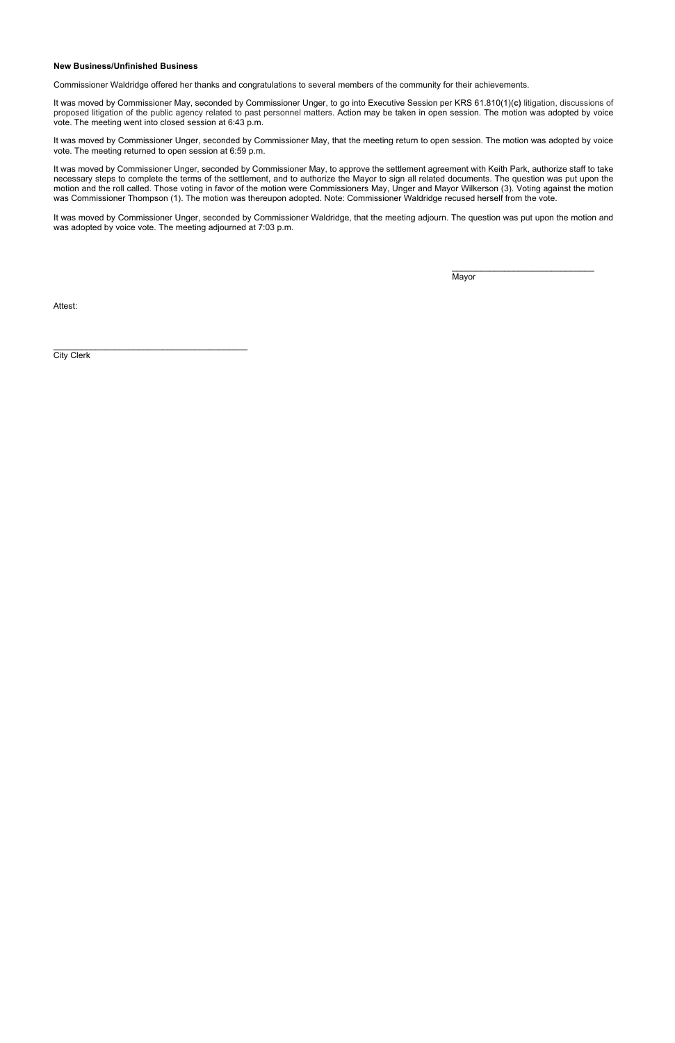**New Business/Unfinished Business**

Commissioner Waldridge offered her thanks and congratulations to several members of the community for their achievements.

It was moved by Commissioner May, seconded by Commissioner Unger, to go into Executive Session per KRS 61.810(1)(**c**) litigation, discussions of proposed litigation of the public agency related to past personnel matters. Action may be taken in open session. The motion was adopted by voice vote. The meeting went into closed session at 6:43 p.m.

It was moved by Commissioner Unger, seconded by Commissioner May, that the meeting return to open session. The motion was adopted by voice vote. The meeting returned to open session at 6:59 p.m.

It was moved by Commissioner Unger, seconded by Commissioner May, to approve the settlement agreement with Keith Park, authorize staff to take necessary steps to complete the terms of the settlement, and to authorize the Mayor to sign all related documents. The question was put upon the motion and the roll called. Those voting in favor of the motion were Commissioners May, Unger and Mayor Wilkerson (3). Voting against the motion was Commissioner Thompson (1). The motion was thereupon adopted. Note: Commissioner Waldridge recused herself from the vote.

It was moved by Commissioner Unger, seconded by Commissioner Waldridge, that the meeting adjourn. The question was put upon the motion and was adopted by voice vote. The meeting adjourned at 7:03 p.m.

\_\_\_\_\_\_\_\_\_\_\_\_\_\_\_\_\_\_\_\_\_\_\_\_\_\_\_\_\_\_
Mayor

Attest:

\_\_\_\_\_\_\_\_\_\_\_\_\_\_\_\_\_\_\_\_\_\_\_\_\_\_\_\_\_\_\_\_\_\_\_\_\_\_\_\_
City Clerk